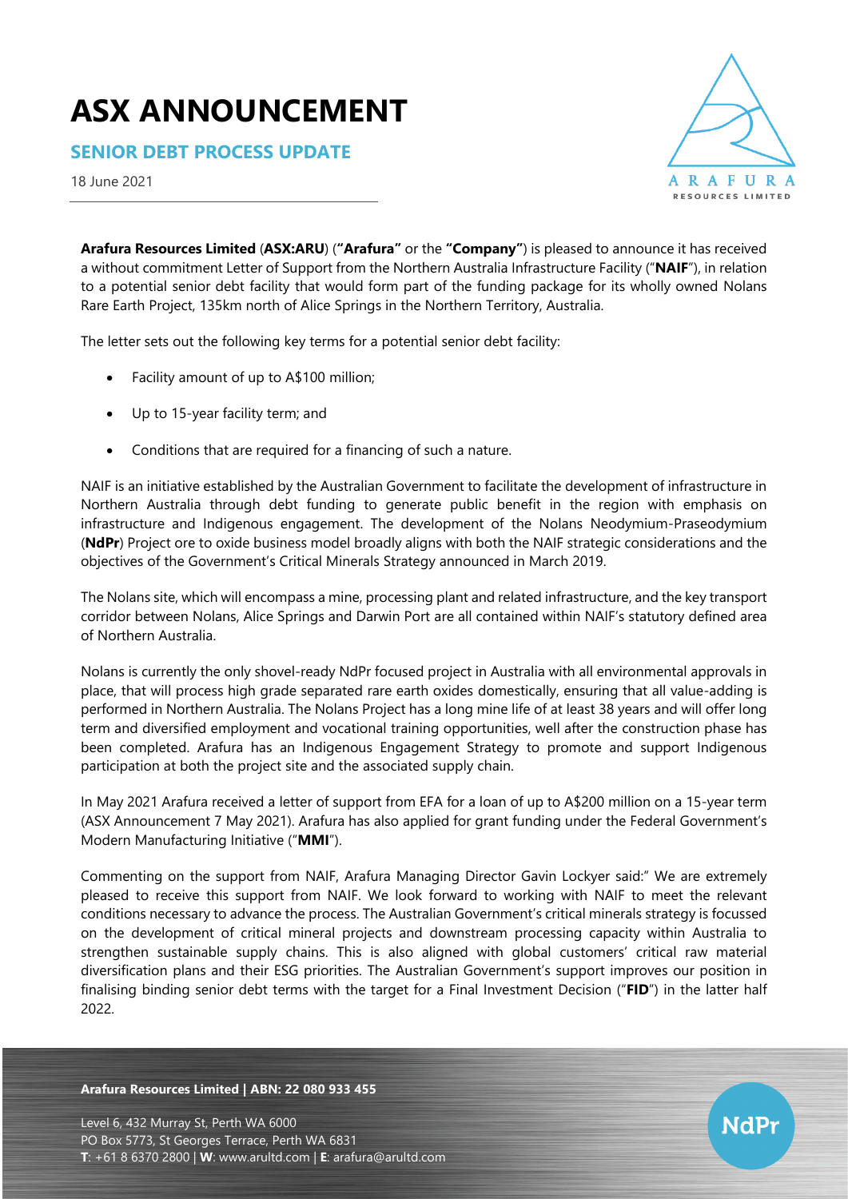# ASX ANNOUNCEMENT

## SENIOR DEBT PROCESS UPDATE

18 June 2021

**Arafura Resources Limited** (**ASX:ARU**) (**"Arafura"** or the **"Company"**) is pleased to announce it has received a without commitment Letter of Support from the Northern Australia Infrastructure Facility ("**NAIF**"), in relation to a potential senior debt facility that would form part of the funding package for its wholly owned Nolans Rare Earth Project, 135km north of Alice Springs in the Northern Territory, Australia.

The letter sets out the following key terms for a potential senior debt facility:

- Facility amount of up to A$100 million;
- Up to 15-year facility term; and
- Conditions that are required for a financing of such a nature.

NAIF is an initiative established by the Australian Government to facilitate the development of infrastructure in Northern Australia through debt funding to generate public benefit in the region with emphasis on infrastructure and Indigenous engagement. The development of the Nolans Neodymium-Praseodymium (**NdPr**) Project ore to oxide business model broadly aligns with both the NAIF strategic considerations and the objectives of the Government's Critical Minerals Strategy announced in March 2019.

The Nolans site, which will encompass a mine, processing plant and related infrastructure, and the key transport corridor between Nolans, Alice Springs and Darwin Port are all contained within NAIF's statutory defined area of Northern Australia.

Nolans is currently the only shovel-ready NdPr focused project in Australia with all environmental approvals in place, that will process high grade separated rare earth oxides domestically, ensuring that all value-adding is performed in Northern Australia. The Nolans Project has a long mine life of at least 38 years and will offer long term and diversified employment and vocational training opportunities, well after the construction phase has been completed. Arafura has an Indigenous Engagement Strategy to promote and support Indigenous participation at both the project site and the associated supply chain.

In May 2021 Arafura received a letter of support from EFA for a loan of up to A$200 million on a 15-year term (ASX Announcement 7 May 2021). Arafura has also applied for grant funding under the Federal Government's Modern Manufacturing Initiative ("**MMI**").

Commenting on the support from NAIF, Arafura Managing Director Gavin Lockyer said:" We are extremely pleased to receive this support from NAIF. We look forward to working with NAIF to meet the relevant conditions necessary to advance the process. The Australian Government's critical minerals strategy is focussed on the development of critical mineral projects and downstream processing capacity within Australia to strengthen sustainable supply chains. This is also aligned with global customers' critical raw material diversification plans and their ESG priorities. The Australian Government's support improves our position in finalising binding senior debt terms with the target for a Final Investment Decision ("**FID**") in the latter half 2022.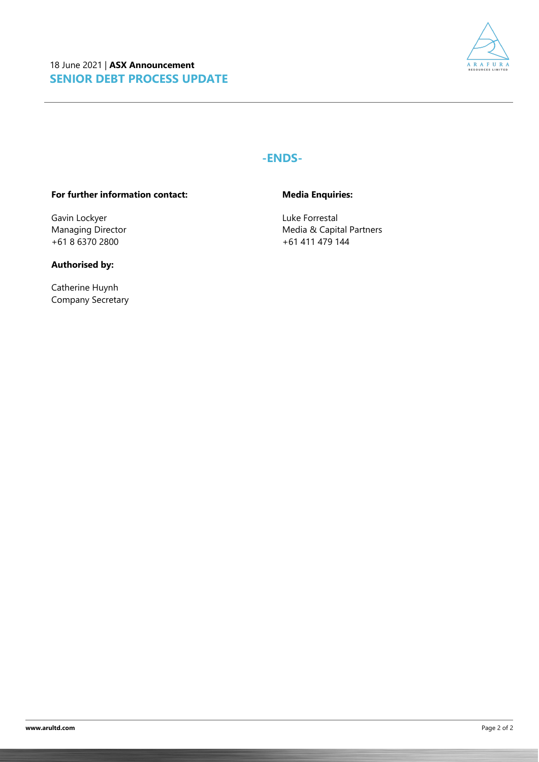**-ENDS-**

**For further information contact:**

Gavin Lockyer
Managing Director
+61 8 6370 2800

**Media Enquiries:**

Luke Forrestal
Media & Capital Partners
+61 411 479 144

**Authorised by:**

Catherine Huynh
Company Secretary